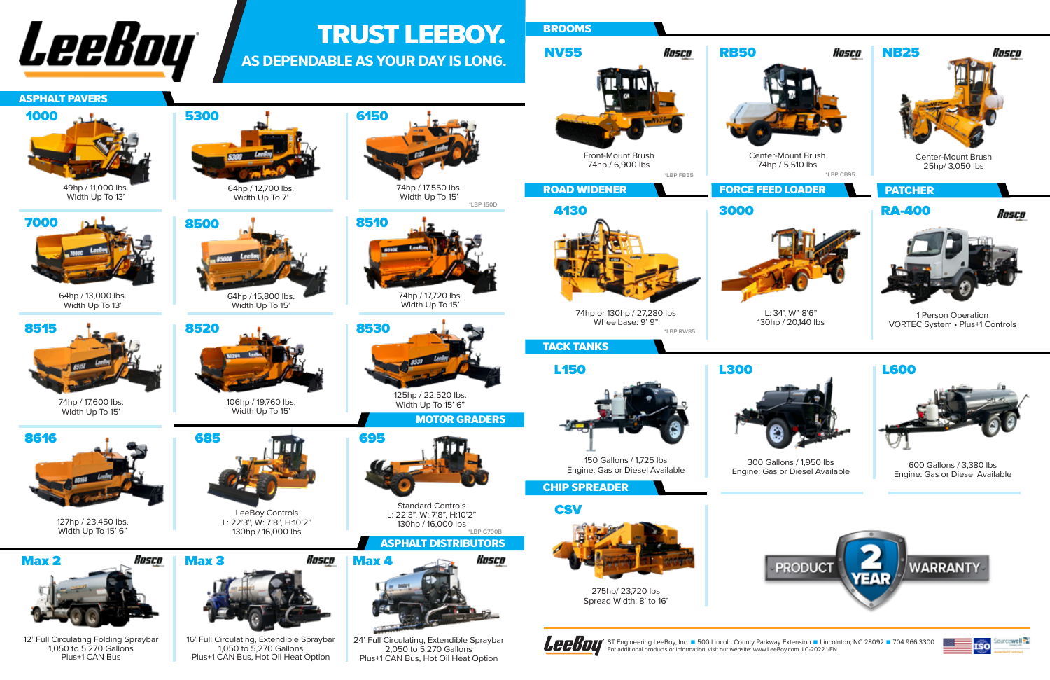# LeeBoy

## TRUST LEEBOY.

### AS DEPENDABLE AS YOUR DAY IS LONG.

## ASPHALT PAVERS

### 1000
49hp / 11,000 lbs.
Width Up To 13'

### 5300
64hp / 12,700 lbs.
Width Up To 7'

### 6150
74hp / 17,550 lbs.
Width Up To 15'
*LBP 150D

### 7000
64hp / 13,000 lbs.
Width Up To 13'

### 8500
64hp / 15,800 lbs.
Width Up To 15'

### 8510
74hp / 17,720 lbs.
Width Up To 15'

### 8515
74hp / 17,600 lbs.
Width Up To 15'

### 8520
106hp / 19,760 lbs.
Width Up To 15'

### 8530
125hp / 22,520 lbs.
Width Up To 15' 6"

### 8616
127hp / 23,450 lbs.
Width Up To 15' 6"

## MOTOR GRADERS

### 685
LeeBoy Controls
L: 22'3", W: 7'8", H:10'2"
130hp / 16,000 lbs

### 695
Standard Controls
L: 22'3", W: 7'8", H:10'2"
130hp / 16,000 lbs
*LBP G700B

## ASPHALT DISTRIBUTORS

### Max 2 (Rosco)
12' Full Circulating Folding Spraybar
1,050 to 5,270 Gallons
Plus+1 CAN Bus

### Max 3 (Rosco)
16' Full Circulating, Extendible Spraybar
1,050 to 5,270 Gallons
Plus+1 CAN Bus, Hot Oil Heat Option

### Max 4 (Rosco)
24' Full Circulating, Extendible Spraybar
2,050 to 5,270 Gallons
Plus+1 CAN Bus, Hot Oil Heat Option

## BROOMS

### NV55 (Rosco)
Front-Mount Brush
74hp / 6,900 lbs
*LBP FB55

### RB50 (Rosco)
Center-Mount Brush
74hp / 5,510 lbs
*LBP CB95

### NB25 (Rosco)
Center-Mount Brush
25hp/ 3,050 lbs

## ROAD WIDENER

### 4130
74hp or 130hp / 27,280 lbs
Wheelbase: 9' 9"
*LBP RW85

## FORCE FEED LOADER

### 3000
L: 34', W" 8'6"
130hp / 20,140 lbs

## PATCHER

### RA-400 (Rosco)
1 Person Operation
VORTEC System • Plus+1 Controls

## TACK TANKS

### L150
150 Gallons / 1,725 lbs
Engine: Gas or Diesel Available

### L300
300 Gallons / 1,950 lbs
Engine: Gas or Diesel Available

### L600
600 Gallons / 3,380 lbs
Engine: Gas or Diesel Available

## CHIP SPREADER

### CSV
275hp/ 23,720 lbs
Spread Width: 8' to 16'

PRODUCT 2 YEAR WARRANTY

ST Engineering LeeBoy, Inc. ■ 500 Lincoln County Parkway Extension ■ Lincolnton, NC 28092 ■ 704.966.3300
For additional products or information, visit our website: www.LeeBoy.com LC-2022.1-EN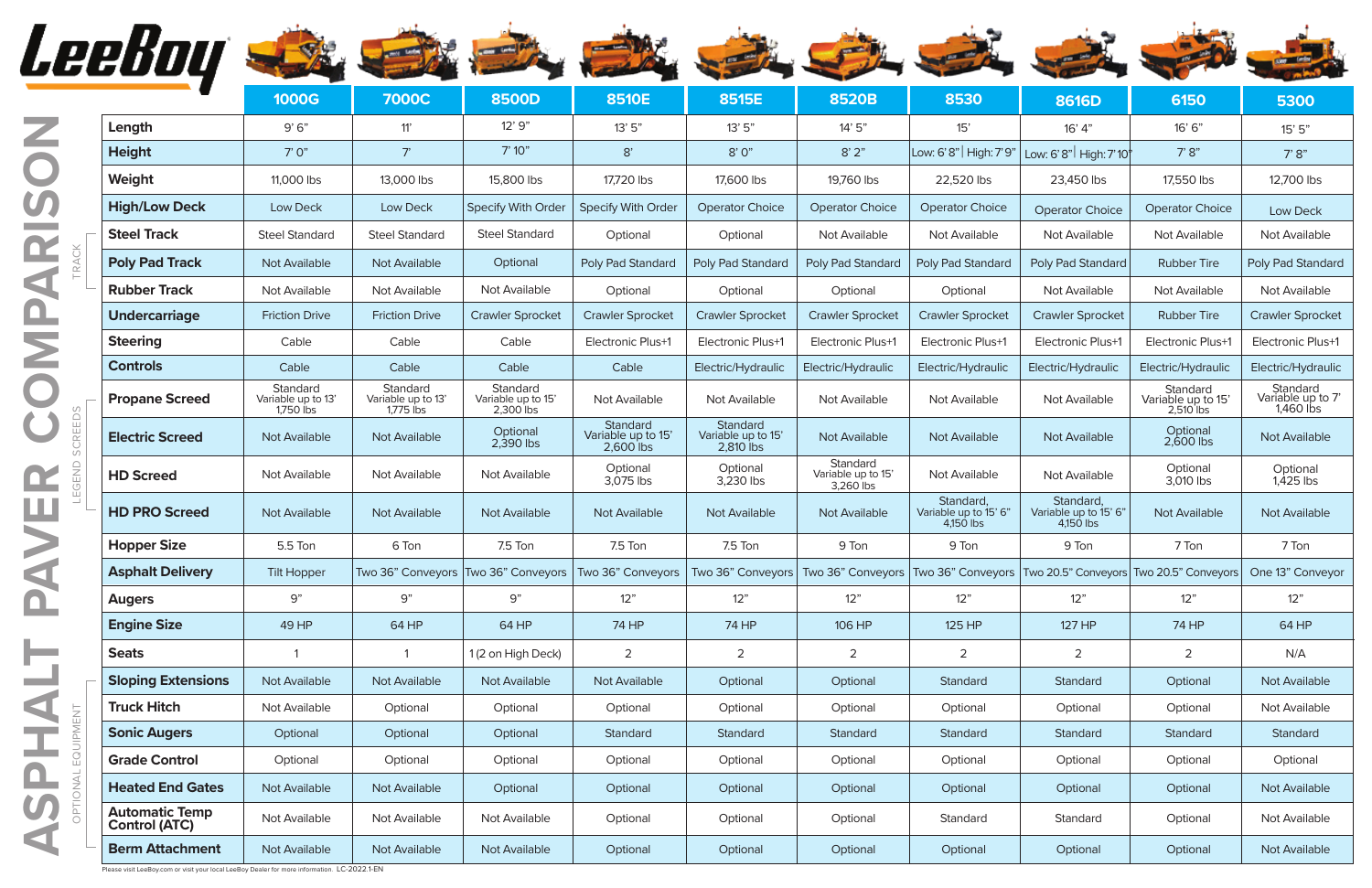# LeeBoy

# ASPHALT PAVER COMPARISON

| | | 1000G | 7000C | 8500D | 8510E | 8515E | 8520B | 8530 | 8616D | 6150 | 5300 |
|---|---|---|---|---|---|---|---|---|---|---|---|
| | Length | 9' 6" | 11' | 12' 9" | 13' 5" | 13' 5" | 14' 5" | 15' | 16' 4" | 16' 6" | 15' 5" |
| | Height | 7' 0" | 7' | 7' 10" | 8' | 8' 0" | 8' 2" | Low: 6' 8" \| High: 7' 9" | Low: 6' 8" \| High: 7' 10" | 7' 8" | 7' 8" |
| | Weight | 11,000 lbs | 13,000 lbs | 15,800 lbs | 17,720 lbs | 17,600 lbs | 19,760 lbs | 22,520 lbs | 23,450 lbs | 17,550 lbs | 12,700 lbs |
| | High/Low Deck | Low Deck | Low Deck | Specify With Order | Specify With Order | Operator Choice | Operator Choice | Operator Choice | Operator Choice | Operator Choice | Low Deck |
| TRACK | Steel Track | Steel Standard | Steel Standard | Steel Standard | Optional | Optional | Not Available | Not Available | Not Available | Not Available | Not Available |
| TRACK | Poly Pad Track | Not Available | Not Available | Optional | Poly Pad Standard | Poly Pad Standard | Poly Pad Standard | Poly Pad Standard | Poly Pad Standard | Rubber Tire | Poly Pad Standard |
| TRACK | Rubber Track | Not Available | Not Available | Not Available | Optional | Optional | Optional | Optional | Not Available | Not Available | Not Available |
| | Undercarriage | Friction Drive | Friction Drive | Crawler Sprocket | Crawler Sprocket | Crawler Sprocket | Crawler Sprocket | Crawler Sprocket | Crawler Sprocket | Rubber Tire | Crawler Sprocket |
| | Steering | Cable | Cable | Cable | Electronic Plus+1 | Electronic Plus+1 | Electronic Plus+1 | Electronic Plus+1 | Electronic Plus+1 | Electronic Plus+1 | Electronic Plus+1 |
| | Controls | Cable | Cable | Cable | Cable | Electric/Hydraulic | Electric/Hydraulic | Electric/Hydraulic | Electric/Hydraulic | Electric/Hydraulic | Electric/Hydraulic |
| LEGEND SCREEDS | Propane Screed | Standard Variable up to 13' 1,750 lbs | Standard Variable up to 13' 1,775 lbs | Standard Variable up to 15' 2,300 lbs | Not Available | Not Available | Not Available | Not Available | Not Available | Standard Variable up to 15' 2,510 lbs | Standard Variable up to 7' 1,460 lbs |
| LEGEND SCREEDS | Electric Screed | Not Available | Not Available | Optional 2,390 lbs | Standard Variable up to 15' 2,600 lbs | Standard Variable up to 15' 2,810 lbs | Not Available | Not Available | Not Available | Optional 2,600 lbs | Not Available |
| LEGEND SCREEDS | HD Screed | Not Available | Not Available | Not Available | Optional 3,075 lbs | Optional 3,230 lbs | Standard Variable up to 15' 3,260 lbs | Not Available | Not Available | Optional 3,010 lbs | Optional 1,425 lbs |
| LEGEND SCREEDS | HD PRO Screed | Not Available | Not Available | Not Available | Not Available | Not Available | Not Available | Standard, Variable up to 15' 6" 4,150 lbs | Standard, Variable up to 15' 6" 4,150 lbs | Not Available | Not Available |
| | Hopper Size | 5.5 Ton | 6 Ton | 7.5 Ton | 7.5 Ton | 7.5 Ton | 9 Ton | 9 Ton | 9 Ton | 7 Ton | 7 Ton |
| | Asphalt Delivery | Tilt Hopper | Two 36" Conveyors | Two 36" Conveyors | Two 36" Conveyors | Two 36" Conveyors | Two 36" Conveyors | Two 36" Conveyors | Two 20.5" Conveyors | Two 20.5" Conveyors | One 13" Conveyor |
| | Augers | 9" | 9" | 9" | 12" | 12" | 12" | 12" | 12" | 12" | 12" |
| | Engine Size | 49 HP | 64 HP | 64 HP | 74 HP | 74 HP | 106 HP | 125 HP | 127 HP | 74 HP | 64 HP |
| | Seats | 1 | 1 | 1 (2 on High Deck) | 2 | 2 | 2 | 2 | 2 | 2 | N/A |
| OPTIONAL EQUIPMENT | Sloping Extensions | Not Available | Not Available | Not Available | Not Available | Optional | Optional | Standard | Standard | Optional | Not Available |
| OPTIONAL EQUIPMENT | Truck Hitch | Not Available | Optional | Optional | Optional | Optional | Optional | Optional | Optional | Optional | Not Available |
| OPTIONAL EQUIPMENT | Sonic Augers | Optional | Optional | Optional | Standard | Standard | Standard | Standard | Standard | Standard | Standard |
| OPTIONAL EQUIPMENT | Grade Control | Optional | Optional | Optional | Optional | Optional | Optional | Optional | Optional | Optional | Optional |
| OPTIONAL EQUIPMENT | Heated End Gates | Not Available | Not Available | Optional | Optional | Optional | Optional | Optional | Optional | Optional | Not Available |
| OPTIONAL EQUIPMENT | Automatic Temp Control (ATC) | Not Available | Not Available | Not Available | Optional | Optional | Optional | Standard | Standard | Optional | Not Available |
| OPTIONAL EQUIPMENT | Berm Attachment | Not Available | Not Available | Not Available | Optional | Optional | Optional | Optional | Optional | Optional | Not Available |

Please visit LeeBoy.com or visit your local LeeBoy Dealer for more information. LC-2022.1-EN